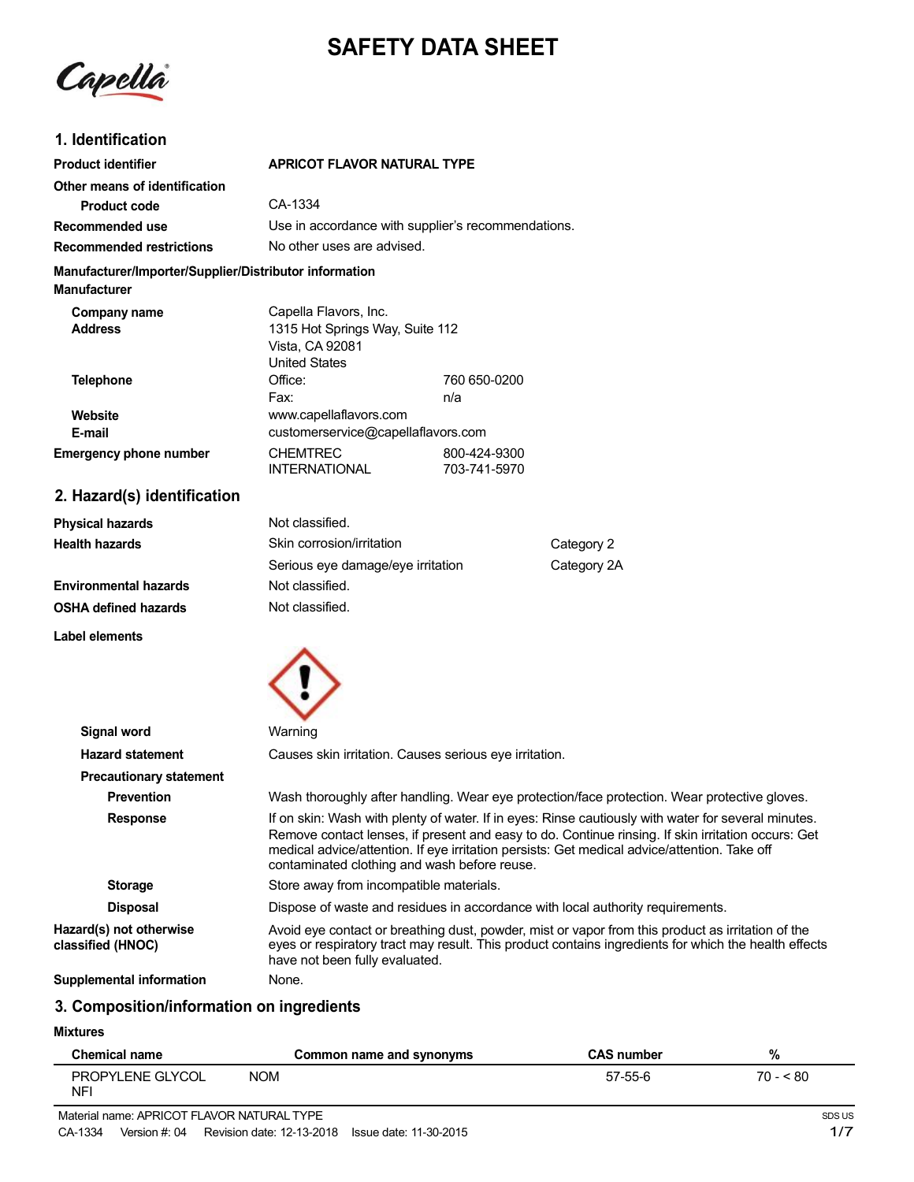# SAFETY DATA SHEET

Capella

## 1. Identification

| | | |
|---|---|---|
| **Product identifier** | **APRICOT FLAVOR NATURAL TYPE** | |
| **Other means of identification** | | |
| **Product code** | CA-1334 | |
| **Recommended use** | Use in accordance with supplier's recommendations. | |
| **Recommended restrictions** | No other uses are advised. | |

**Manufacturer/Importer/Supplier/Distributor information**

**Manufacturer**

| | | |
|---|---|---|
| **Company name** | Capella Flavors, Inc. | |
| **Address** | 1315 Hot Springs Way, Suite 112<br>Vista, CA 92081<br>United States | |
| **Telephone** | Office: | 760 650-0200 |
| | Fax: | n/a |
| **Website** | www.capellaflavors.com | |
| **E-mail** | customerservice@capellaflavors.com | |
| **Emergency phone number** | CHEMTREC | 800-424-9300 |
| | INTERNATIONAL | 703-741-5970 |

## 2. Hazard(s) identification

| | | |
|---|---|---|
| **Physical hazards** | Not classified. | |
| **Health hazards** | Skin corrosion/irritation | Category 2 |
| | Serious eye damage/eye irritation | Category 2A |
| **Environmental hazards** | Not classified. | |
| **OSHA defined hazards** | Not classified. | |

**Label elements**

**Signal word** Warning

**Hazard statement** Causes skin irritation. Causes serious eye irritation.

**Precautionary statement**

**Prevention** Wash thoroughly after handling. Wear eye protection/face protection. Wear protective gloves.

**Response** If on skin: Wash with plenty of water. If in eyes: Rinse cautiously with water for several minutes. Remove contact lenses, if present and easy to do. Continue rinsing. If skin irritation occurs: Get medical advice/attention. If eye irritation persists: Get medical advice/attention. Take off contaminated clothing and wash before reuse.

**Storage** Store away from incompatible materials.

**Disposal** Dispose of waste and residues in accordance with local authority requirements.

**Hazard(s) not otherwise classified (HNOC)** Avoid eye contact or breathing dust, powder, mist or vapor from this product as irritation of the eyes or respiratory tract may result. This product contains ingredients for which the health effects have not been fully evaluated.

**Supplemental information** None.

## 3. Composition/information on ingredients

**Mixtures**

| Chemical name | Common name and synonyms | CAS number | % |
|---|---|---|---|
| PROPYLENE GLYCOL NFI | NOM | 57-55-6 | 70 - < 80 |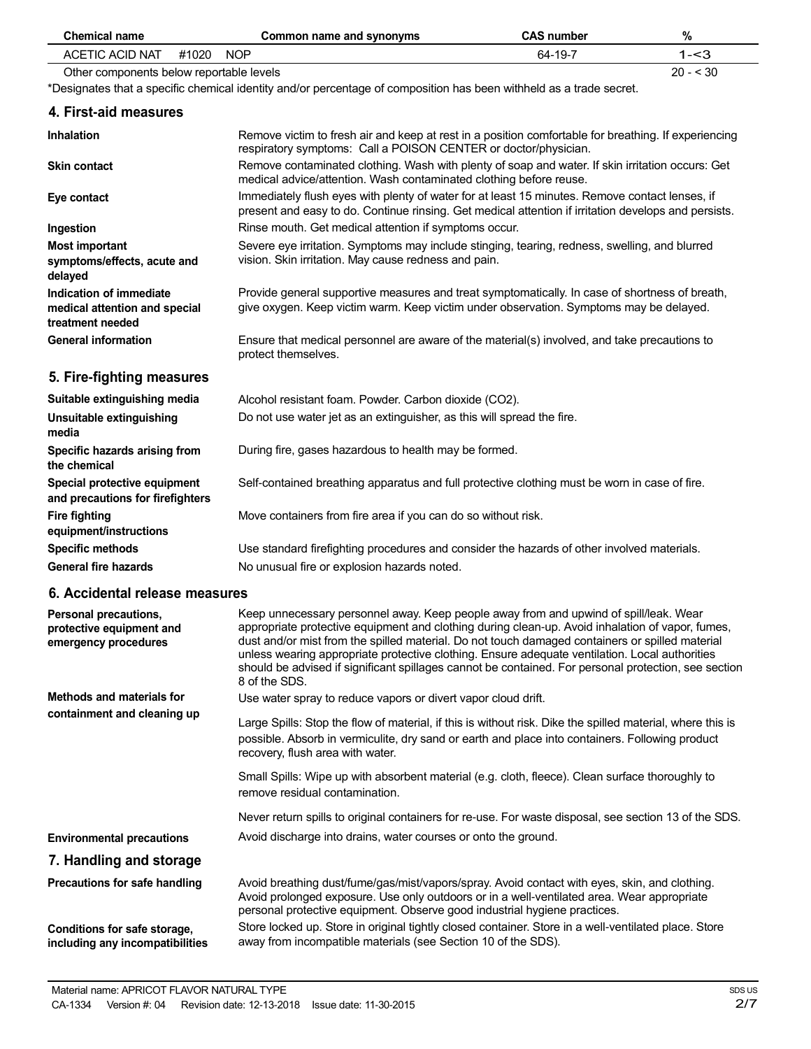| Chemical name | Common name and synonyms | CAS number | % |
|---|---|---|---|
| ACETIC ACID NAT #1020 NOP | | 64-19-7 | 1 - < 3 |
| Other components below reportable levels | | | 20 - < 30 |

*Designates that a specific chemical identity and/or percentage of composition has been withheld as a trade secret.

## 4. First-aid measures

**Inhalation**
Remove victim to fresh air and keep at rest in a position comfortable for breathing. If experiencing respiratory symptoms: Call a POISON CENTER or doctor/physician.

**Skin contact**
Remove contaminated clothing. Wash with plenty of soap and water. If skin irritation occurs: Get medical advice/attention. Wash contaminated clothing before reuse.

**Eye contact**
Immediately flush eyes with plenty of water for at least 15 minutes. Remove contact lenses, if present and easy to do. Continue rinsing. Get medical attention if irritation develops and persists.

**Ingestion**
Rinse mouth. Get medical attention if symptoms occur.

**Most important symptoms/effects, acute and delayed**
Severe eye irritation. Symptoms may include stinging, tearing, redness, swelling, and blurred vision. Skin irritation. May cause redness and pain.

**Indication of immediate medical attention and special treatment needed**
Provide general supportive measures and treat symptomatically. In case of shortness of breath, give oxygen. Keep victim warm. Keep victim under observation. Symptoms may be delayed.

**General information**
Ensure that medical personnel are aware of the material(s) involved, and take precautions to protect themselves.

## 5. Fire-fighting measures

**Suitable extinguishing media**
Alcohol resistant foam. Powder. Carbon dioxide ($CO_2$).

**Unsuitable extinguishing media**
Do not use water jet as an extinguisher, as this will spread the fire.

**Specific hazards arising from the chemical**
During fire, gases hazardous to health may be formed.

**Special protective equipment and precautions for firefighters**
Self-contained breathing apparatus and full protective clothing must be worn in case of fire.

**Fire fighting equipment/instructions**
Move containers from fire area if you can do so without risk.

**Specific methods**
Use standard firefighting procedures and consider the hazards of other involved materials.

**General fire hazards**
No unusual fire or explosion hazards noted.

## 6. Accidental release measures

**Personal precautions, protective equipment and emergency procedures**
Keep unnecessary personnel away. Keep people away from and upwind of spill/leak. Wear appropriate protective equipment and clothing during clean-up. Avoid inhalation of vapor, fumes, dust and/or mist from the spilled material. Do not touch damaged containers or spilled material unless wearing appropriate protective clothing. Ensure adequate ventilation. Local authorities should be advised if significant spillages cannot be contained. For personal protection, see section 8 of the SDS.

**Methods and materials for containment and cleaning up**
Use water spray to reduce vapors or divert vapor cloud drift.

Large Spills: Stop the flow of material, if this is without risk. Dike the spilled material, where this is possible. Absorb in vermiculite, dry sand or earth and place into containers. Following product recovery, flush area with water.

Small Spills: Wipe up with absorbent material (e.g. cloth, fleece). Clean surface thoroughly to remove residual contamination.

Never return spills to original containers for re-use. For waste disposal, see section 13 of the SDS.

**Environmental precautions**
Avoid discharge into drains, water courses or onto the ground.

## 7. Handling and storage

**Precautions for safe handling**
Avoid breathing dust/fume/gas/mist/vapors/spray. Avoid contact with eyes, skin, and clothing. Avoid prolonged exposure. Use only outdoors or in a well-ventilated area. Wear appropriate personal protective equipment. Observe good industrial hygiene practices.

**Conditions for safe storage, including any incompatibilities**
Store locked up. Store in original tightly closed container. Store in a well-ventilated place. Store away from incompatible materials (see Section 10 of the SDS).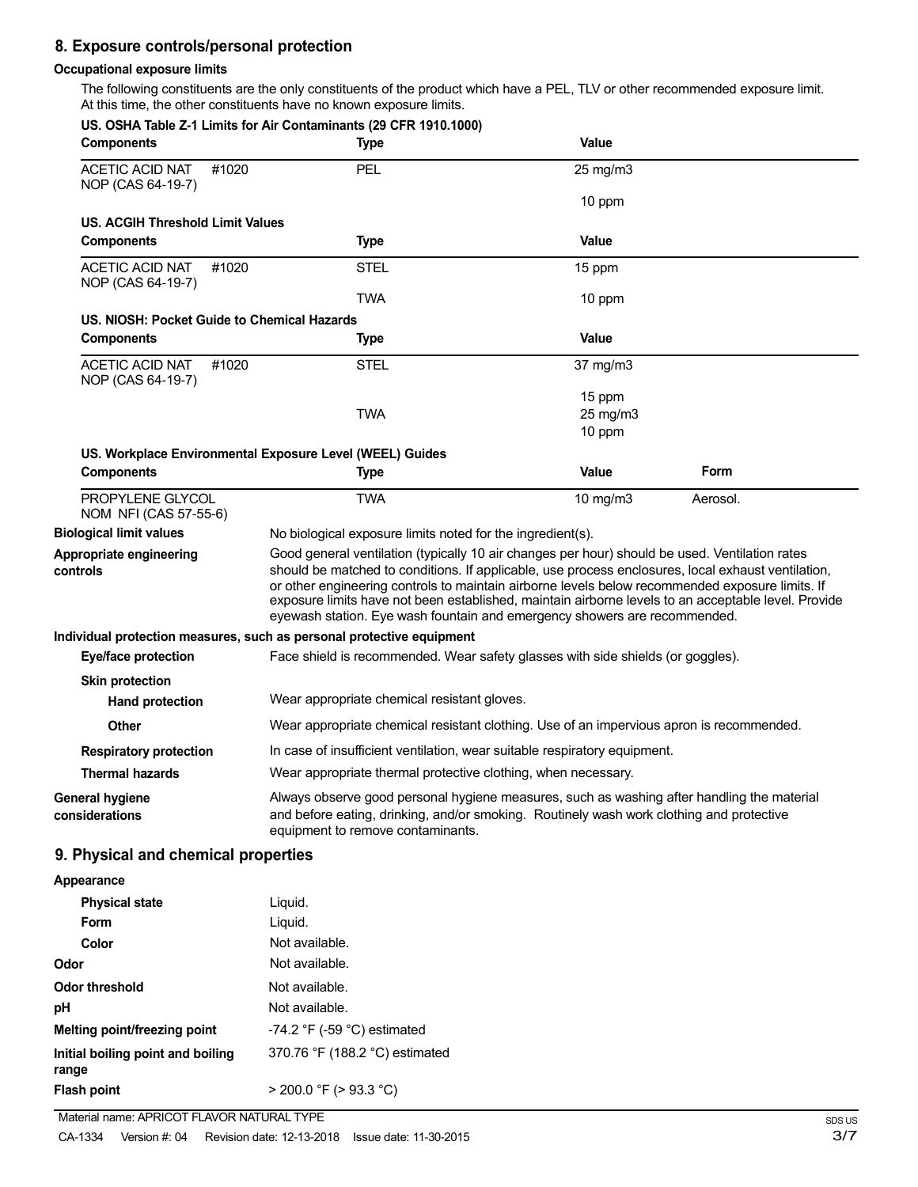## 8. Exposure controls/personal protection

**Occupational exposure limits**

The following constituents are the only constituents of the product which have a PEL, TLV or other recommended exposure limit. At this time, the other constituents have no known exposure limits.

**US. OSHA Table Z-1 Limits for Air Contaminants (29 CFR 1910.1000)**

| Components | Type | Value |
|---|---|---|
| ACETIC ACID NAT #1020 NOP (CAS 64-19-7) | PEL | 25 mg/m3 |
| | | 10 ppm |

**US. ACGIH Threshold Limit Values**

| Components | Type | Value |
|---|---|---|
| ACETIC ACID NAT #1020 NOP (CAS 64-19-7) | STEL | 15 ppm |
| | TWA | 10 ppm |

**US. NIOSH: Pocket Guide to Chemical Hazards**

| Components | Type | Value |
|---|---|---|
| ACETIC ACID NAT #1020 NOP (CAS 64-19-7) | STEL | 37 mg/m3 |
| | | 15 ppm |
| | TWA | 25 mg/m3 |
| | | 10 ppm |

**US. Workplace Environmental Exposure Level (WEEL) Guides**

| Components | Type | Value | Form |
|---|---|---|---|
| PROPYLENE GLYCOL NOM NFI (CAS 57-55-6) | TWA | 10 mg/m3 | Aerosol. |

**Biological limit values**
No biological exposure limits noted for the ingredient(s).

**Appropriate engineering controls**
Good general ventilation (typically 10 air changes per hour) should be used. Ventilation rates should be matched to conditions. If applicable, use process enclosures, local exhaust ventilation, or other engineering controls to maintain airborne levels below recommended exposure limits. If exposure limits have not been established, maintain airborne levels to an acceptable level. Provide eyewash station. Eye wash fountain and emergency showers are recommended.

**Individual protection measures, such as personal protective equipment**

**Eye/face protection**
Face shield is recommended. Wear safety glasses with side shields (or goggles).

**Skin protection**

**Hand protection**
Wear appropriate chemical resistant gloves.

**Other**
Wear appropriate chemical resistant clothing. Use of an impervious apron is recommended.

**Respiratory protection**
In case of insufficient ventilation, wear suitable respiratory equipment.

**Thermal hazards**
Wear appropriate thermal protective clothing, when necessary.

**General hygiene considerations**
Always observe good personal hygiene measures, such as washing after handling the material and before eating, drinking, and/or smoking. Routinely wash work clothing and protective equipment to remove contaminants.

## 9. Physical and chemical properties

**Appearance**

| | |
|---|---|
| **Physical state** | Liquid. |
| **Form** | Liquid. |
| **Color** | Not available. |
| **Odor** | Not available. |
| **Odor threshold** | Not available. |
| **pH** | Not available. |
| **Melting point/freezing point** | -74.2 °F (-59 °C) estimated |
| **Initial boiling point and boiling range** | 370.76 °F (188.2 °C) estimated |
| **Flash point** | > 200.0 °F (> 93.3 °C) |

Material name: APRICOT FLAVOR NATURAL TYPE

CA-1334 Version #: 04 Revision date: 12-13-2018 Issue date: 11-30-2015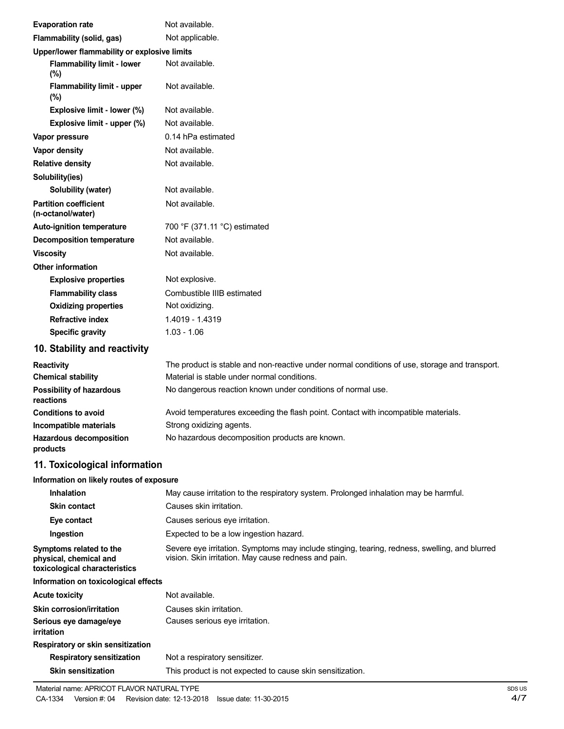| | |
|---|---|
| **Evaporation rate** | Not available. |
| **Flammability (solid, gas)** | Not applicable. |
| **Upper/lower flammability or explosive limits** | |
| **Flammability limit - lower (%)** | Not available. |
| **Flammability limit - upper (%)** | Not available. |
| **Explosive limit - lower (%)** | Not available. |
| **Explosive limit - upper (%)** | Not available. |
| **Vapor pressure** | 0.14 hPa estimated |
| **Vapor density** | Not available. |
| **Relative density** | Not available. |
| **Solubility(ies)** | |
| **Solubility (water)** | Not available. |
| **Partition coefficient (n-octanol/water)** | Not available. |
| **Auto-ignition temperature** | 700 °F (371.11 °C) estimated |
| **Decomposition temperature** | Not available. |
| **Viscosity** | Not available. |
| **Other information** | |
| **Explosive properties** | Not explosive. |
| **Flammability class** | Combustible IIIB estimated |
| **Oxidizing properties** | Not oxidizing. |
| **Refractive index** | 1.4019 - 1.4319 |
| **Specific gravity** | 1.03 - 1.06 |

## 10. Stability and reactivity

| | |
|---|---|
| **Reactivity** | The product is stable and non-reactive under normal conditions of use, storage and transport. |
| **Chemical stability** | Material is stable under normal conditions. |
| **Possibility of hazardous reactions** | No dangerous reaction known under conditions of normal use. |
| **Conditions to avoid** | Avoid temperatures exceeding the flash point. Contact with incompatible materials. |
| **Incompatible materials** | Strong oxidizing agents. |
| **Hazardous decomposition products** | No hazardous decomposition products are known. |

## 11. Toxicological information

**Information on likely routes of exposure**

| | |
|---|---|
| **Inhalation** | May cause irritation to the respiratory system. Prolonged inhalation may be harmful. |
| **Skin contact** | Causes skin irritation. |
| **Eye contact** | Causes serious eye irritation. |
| **Ingestion** | Expected to be a low ingestion hazard. |
| **Symptoms related to the physical, chemical and toxicological characteristics** | Severe eye irritation. Symptoms may include stinging, tearing, redness, swelling, and blurred vision. Skin irritation. May cause redness and pain. |

**Information on toxicological effects**

| | |
|---|---|
| **Acute toxicity** | Not available. |
| **Skin corrosion/irritation** | Causes skin irritation. |
| **Serious eye damage/eye irritation** | Causes serious eye irritation. |
| **Respiratory or skin sensitization** | |
| **Respiratory sensitization** | Not a respiratory sensitizer. |
| **Skin sensitization** | This product is not expected to cause skin sensitization. |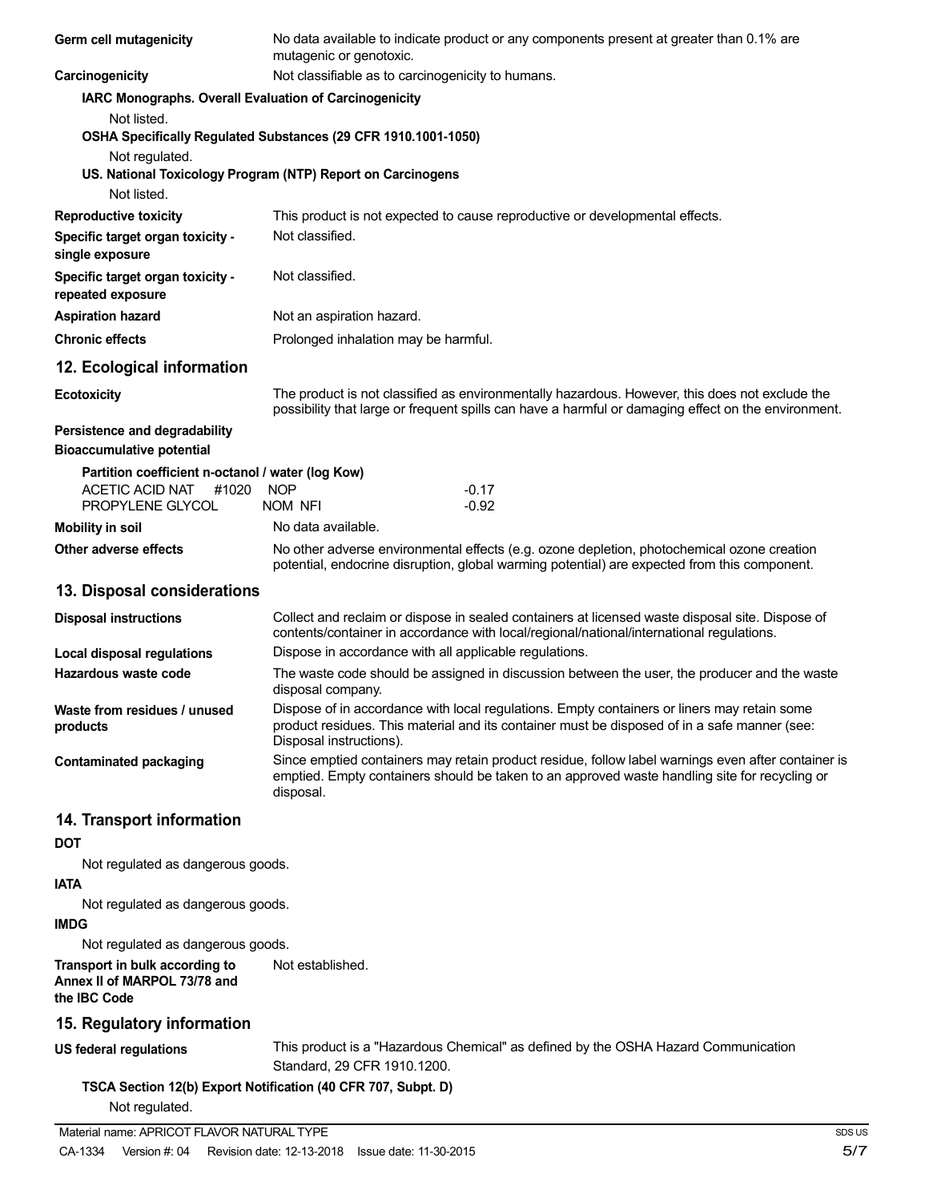| | |
|---|---|
| **Germ cell mutagenicity** | No data available to indicate product or any components present at greater than 0.1% are mutagenic or genotoxic. |
| **Carcinogenicity** | Not classifiable as to carcinogenicity to humans. |

**IARC Monographs. Overall Evaluation of Carcinogenicity**

Not listed.

**OSHA Specifically Regulated Substances (29 CFR 1910.1001-1050)**

Not regulated.

**US. National Toxicology Program (NTP) Report on Carcinogens**

Not listed.

| | |
|---|---|
| **Reproductive toxicity** | This product is not expected to cause reproductive or developmental effects. |
| **Specific target organ toxicity - single exposure** | Not classified. |
| **Specific target organ toxicity - repeated exposure** | Not classified. |
| **Aspiration hazard** | Not an aspiration hazard. |
| **Chronic effects** | Prolonged inhalation may be harmful. |

## 12. Ecological information

| | |
|---|---|
| **Ecotoxicity** | The product is not classified as environmentally hazardous. However, this does not exclude the possibility that large or frequent spills can have a harmful or damaging effect on the environment. |

**Persistence and degradability**

**Bioaccumulative potential**

**Partition coefficient n-octanol / water (log Kow)**

| | |
|---|---|
| ACETIC ACID NAT #1020 NOP | -0.17 |
| PROPYLENE GLYCOL NOM NFI | -0.92 |

| | |
|---|---|
| **Mobility in soil** | No data available. |
| **Other adverse effects** | No other adverse environmental effects (e.g. ozone depletion, photochemical ozone creation potential, endocrine disruption, global warming potential) are expected from this component. |

## 13. Disposal considerations

| | |
|---|---|
| **Disposal instructions** | Collect and reclaim or dispose in sealed containers at licensed waste disposal site. Dispose of contents/container in accordance with local/regional/national/international regulations. |
| **Local disposal regulations** | Dispose in accordance with all applicable regulations. |
| **Hazardous waste code** | The waste code should be assigned in discussion between the user, the producer and the waste disposal company. |
| **Waste from residues / unused products** | Dispose of in accordance with local regulations. Empty containers or liners may retain some product residues. This material and its container must be disposed of in a safe manner (see: Disposal instructions). |
| **Contaminated packaging** | Since emptied containers may retain product residue, follow label warnings even after container is emptied. Empty containers should be taken to an approved waste handling site for recycling or disposal. |

## 14. Transport information

**DOT**

Not regulated as dangerous goods.

**IATA**

Not regulated as dangerous goods.

**IMDG**

Not regulated as dangerous goods.

| | |
|---|---|
| **Transport in bulk according to Annex II of MARPOL 73/78 and the IBC Code** | Not established. |

## 15. Regulatory information

| | |
|---|---|
| **US federal regulations** | This product is a "Hazardous Chemical" as defined by the OSHA Hazard Communication Standard, 29 CFR 1910.1200. |

**TSCA Section 12(b) Export Notification (40 CFR 707, Subpt. D)**

Not regulated.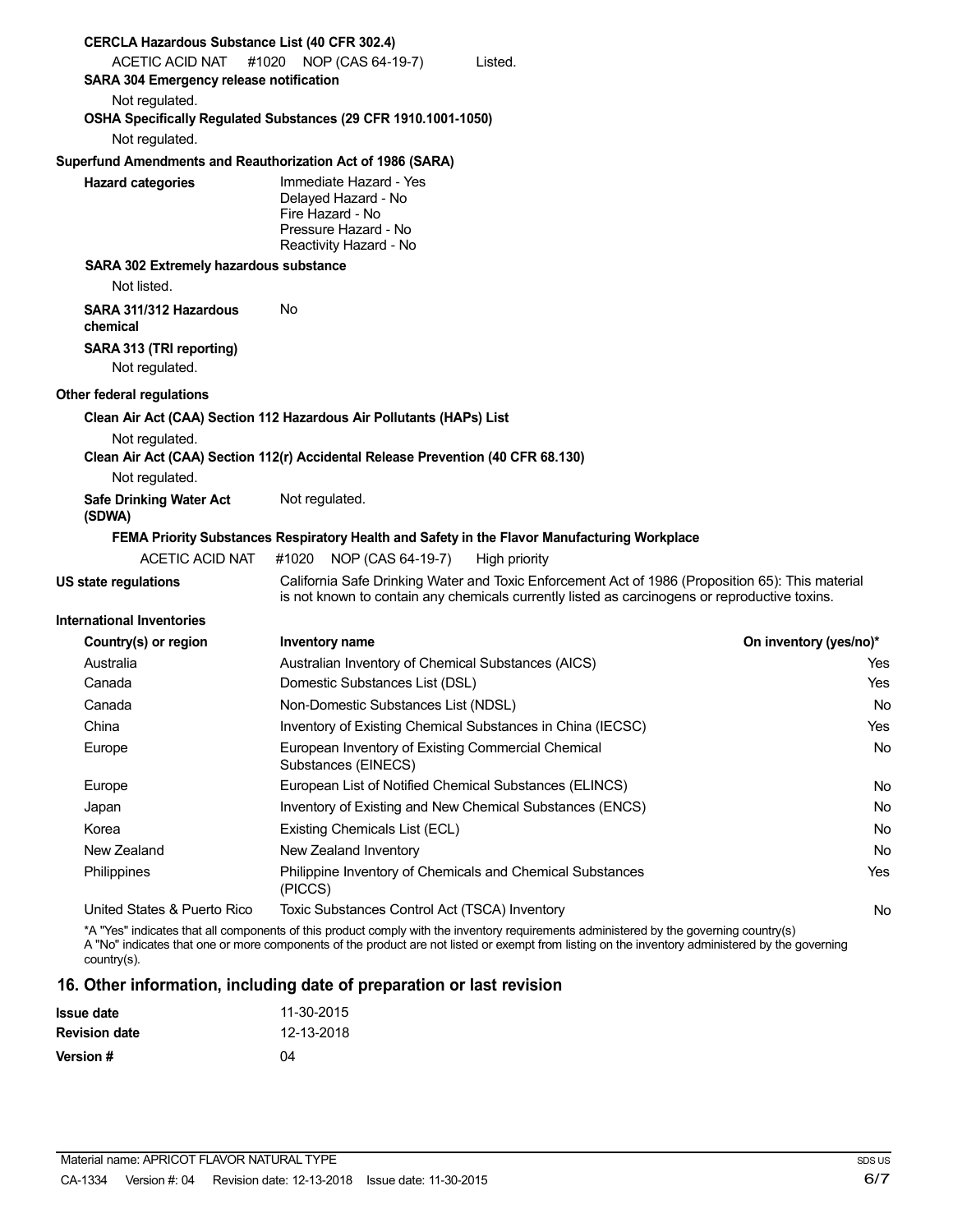**CERCLA Hazardous Substance List (40 CFR 302.4)**

ACETIC ACID NAT #1020 NOP (CAS 64-19-7) Listed.

**SARA 304 Emergency release notification**

Not regulated.

**OSHA Specifically Regulated Substances (29 CFR 1910.1001-1050)**

Not regulated.

**Superfund Amendments and Reauthorization Act of 1986 (SARA)**

**Hazard categories**
Immediate Hazard - Yes
Delayed Hazard - No
Fire Hazard - No
Pressure Hazard - No
Reactivity Hazard - No

**SARA 302 Extremely hazardous substance**

Not listed.

**SARA 311/312 Hazardous chemical** No

**SARA 313 (TRI reporting)**

Not regulated.

**Other federal regulations**

**Clean Air Act (CAA) Section 112 Hazardous Air Pollutants (HAPs) List**

Not regulated.

**Clean Air Act (CAA) Section 112(r) Accidental Release Prevention (40 CFR 68.130)**

Not regulated.

**Safe Drinking Water Act (SDWA)** Not regulated.

**FEMA Priority Substances Respiratory Health and Safety in the Flavor Manufacturing Workplace**

ACETIC ACID NAT #1020 NOP (CAS 64-19-7) High priority

**US state regulations**
California Safe Drinking Water and Toxic Enforcement Act of 1986 (Proposition 65): This material is not known to contain any chemicals currently listed as carcinogens or reproductive toxins.

**International Inventories**

| Country(s) or region | Inventory name | On inventory (yes/no)* |
|---|---|---|
| Australia | Australian Inventory of Chemical Substances (AICS) | Yes |
| Canada | Domestic Substances List (DSL) | Yes |
| Canada | Non-Domestic Substances List (NDSL) | No |
| China | Inventory of Existing Chemical Substances in China (IECSC) | Yes |
| Europe | European Inventory of Existing Commercial Chemical Substances (EINECS) | No |
| Europe | European List of Notified Chemical Substances (ELINCS) | No |
| Japan | Inventory of Existing and New Chemical Substances (ENCS) | No |
| Korea | Existing Chemicals List (ECL) | No |
| New Zealand | New Zealand Inventory | No |
| Philippines | Philippine Inventory of Chemicals and Chemical Substances (PICCS) | Yes |
| United States & Puerto Rico | Toxic Substances Control Act (TSCA) Inventory | No |

*A "Yes" indicates that all components of this product comply with the inventory requirements administered by the governing country(s)
A "No" indicates that one or more components of the product are not listed or exempt from listing on the inventory administered by the governing country(s).

## 16. Other information, including date of preparation or last revision

**Issue date** 11-30-2015

**Revision date** 12-13-2018

**Version #** 04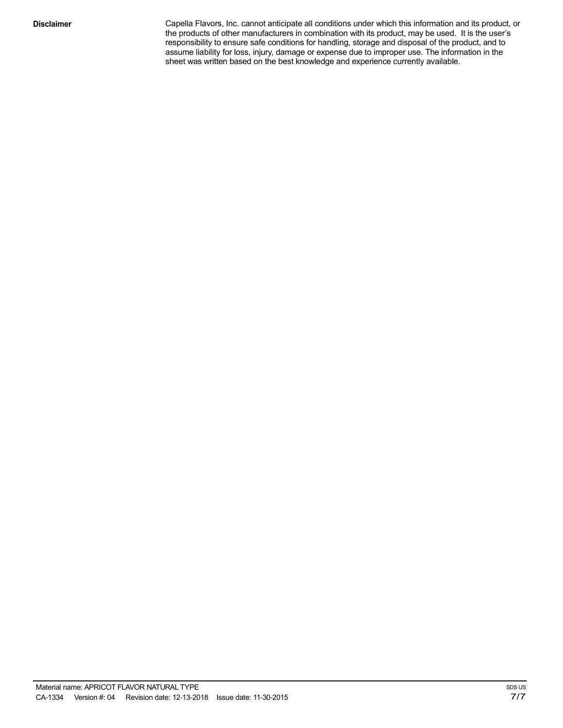**Disclaimer**

Capella Flavors, Inc. cannot anticipate all conditions under which this information and its product, or the products of other manufacturers in combination with its product, may be used. It is the user's responsibility to ensure safe conditions for handling, storage and disposal of the product, and to assume liability for loss, injury, damage or expense due to improper use. The information in the sheet was written based on the best knowledge and experience currently available.